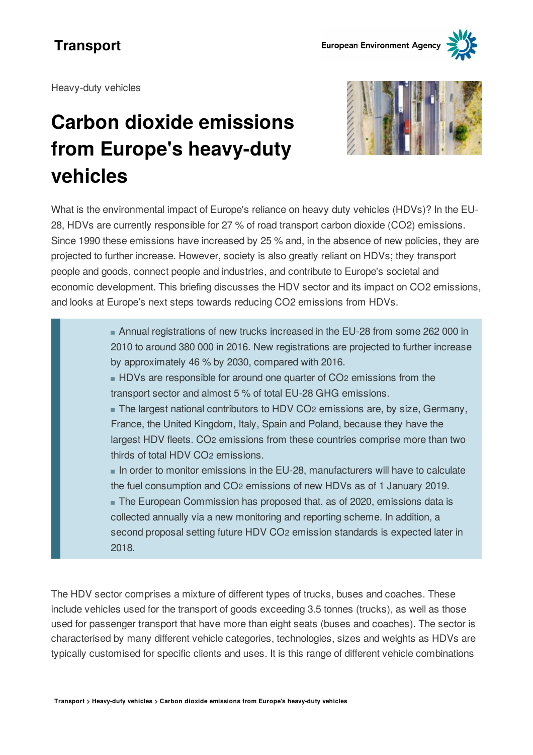Transport

Heavy-duty vehicles

# Carbon dioxide emissions from Europe's heavy-duty vehicles

What is the environmental impact of Europe's reliance on heavy duty vehicles (HDVs)? In the EU-28, HDVs are currently responsible for 27 % of road transport carbon dioxide (CO2) emissions. Since 1990 these emissions have increased by 25 % and, in the absence of new policies, they are projected to further increase. However, society is also greatly reliant on HDVs; they transport people and goods, connect people and industries, and contribute to Europe's societal and economic development. This briefing discusses the HDV sector and its impact on CO2 emissions, and looks at Europe's next steps towards reducing CO2 emissions from HDVs.

- Annual registrations of new trucks increased in the EU-28 from some 262 000 in 2010 to around 380 000 in 2016. New registrations are projected to further increase by approximately 46 % by 2030, compared with 2016.
- HDVs are responsible for around one quarter of $CO_2$ emissions from the transport sector and almost 5 % of total EU-28 GHG emissions.
- The largest national contributors to HDV $CO_2$ emissions are, by size, Germany, France, the United Kingdom, Italy, Spain and Poland, because they have the largest HDV fleets. $CO_2$ emissions from these countries comprise more than two thirds of total HDV $CO_2$ emissions.
- In order to monitor emissions in the EU-28, manufacturers will have to calculate the fuel consumption and $CO_2$ emissions of new HDVs as of 1 January 2019.
- The European Commission has proposed that, as of 2020, emissions data is collected annually via a new monitoring and reporting scheme. In addition, a second proposal setting future HDV $CO_2$ emission standards is expected later in 2018.

The HDV sector comprises a mixture of different types of trucks, buses and coaches. These include vehicles used for the transport of goods exceeding 3.5 tonnes (trucks), as well as those used for passenger transport that have more than eight seats (buses and coaches). The sector is characterised by many different vehicle categories, technologies, sizes and weights as HDVs are typically customised for specific clients and uses. It is this range of different vehicle combinations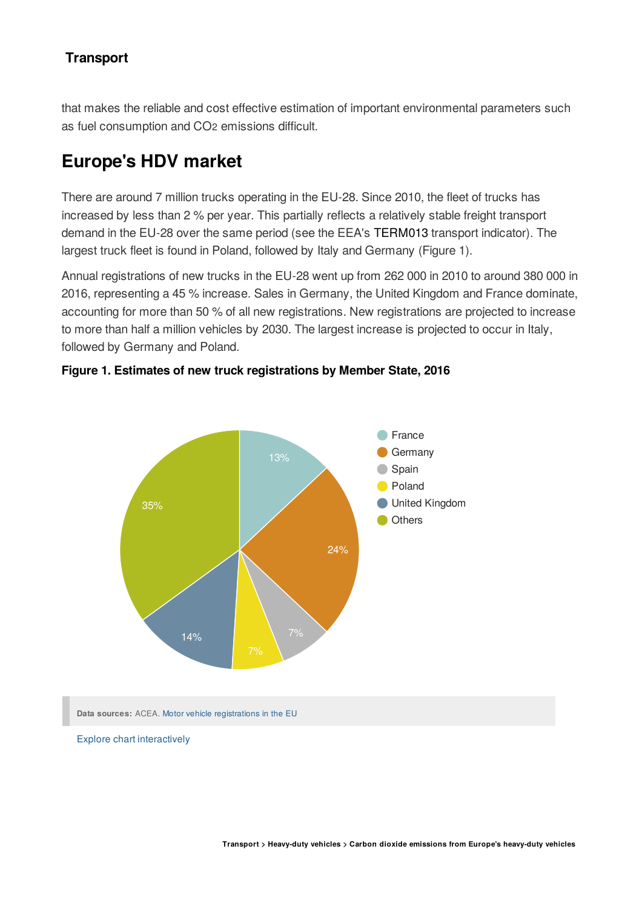that makes the reliable and cost effective estimation of important environmental parameters such as fuel consumption and $CO_2$ emissions difficult.

## Europe's HDV market

There are around 7 million trucks operating in the EU-28. Since 2010, the fleet of trucks has increased by less than 2 % per year. This partially reflects a relatively stable freight transport demand in the EU-28 over the same period (see the EEA's TERM013 transport indicator). The largest truck fleet is found in Poland, followed by Italy and Germany (Figure 1).

Annual registrations of new trucks in the EU-28 went up from 262 000 in 2010 to around 380 000 in 2016, representing a 45 % increase. Sales in Germany, the United Kingdom and France dominate, accounting for more than 50 % of all new registrations. New registrations are projected to increase to more than half a million vehicles by 2030. The largest increase is projected to occur in Italy, followed by Germany and Poland.

**Figure 1. Estimates of new truck registrations by Member State, 2016**

| Member State | Share |
|---|---|
| France | 13% |
| Germany | 24% |
| Spain | 7% |
| Poland | 7% |
| United Kingdom | 14% |
| Others | 35% |

**Data sources:** ACEA. Motor vehicle registrations in the EU

Explore chart interactively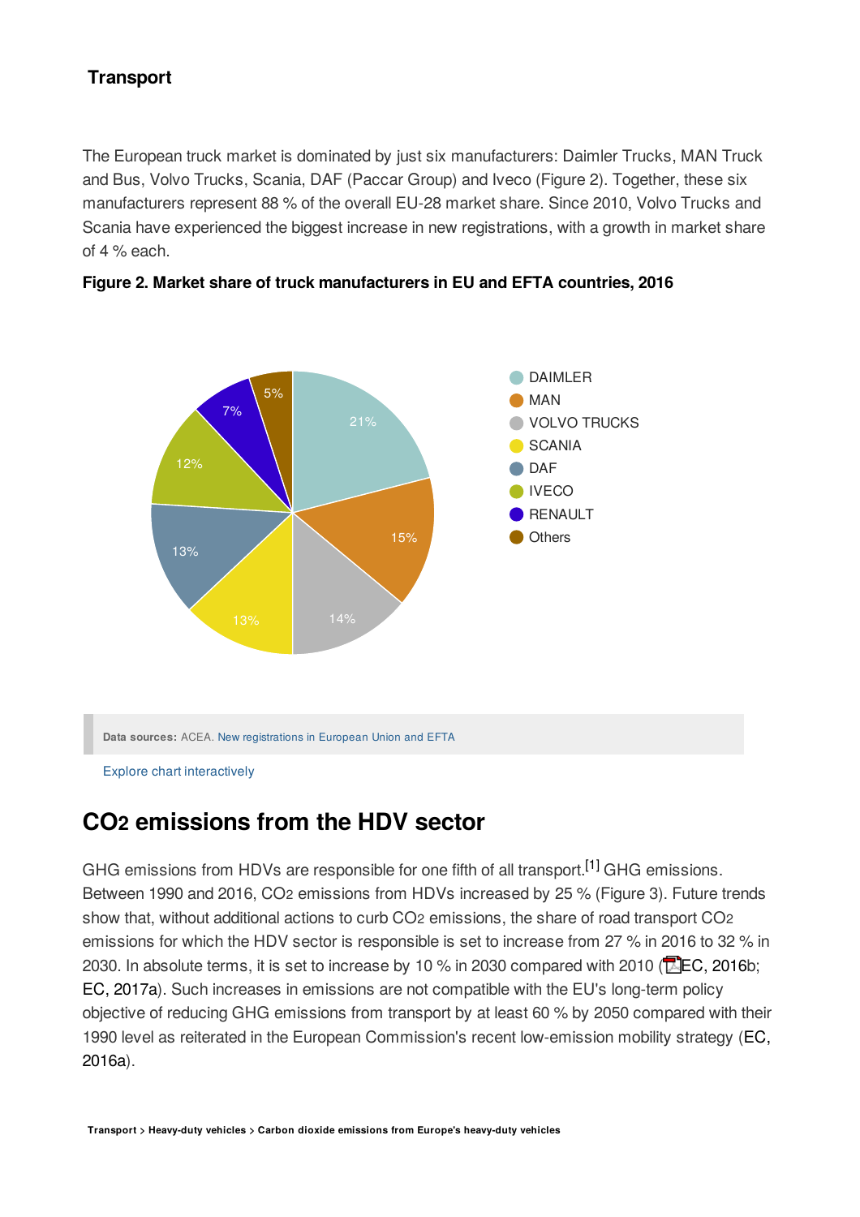## Transport

The European truck market is dominated by just six manufacturers: Daimler Trucks, MAN Truck and Bus, Volvo Trucks, Scania, DAF (Paccar Group) and Iveco (Figure 2). Together, these six manufacturers represent 88 % of the overall EU-28 market share. Since 2010, Volvo Trucks and Scania have experienced the biggest increase in new registrations, with a growth in market share of 4 % each.

**Figure 2. Market share of truck manufacturers in EU and EFTA countries, 2016**

| Manufacturer | Market share |
|---|---|
| DAIMLER | 21% |
| MAN | 15% |
| VOLVO TRUCKS | 14% |
| SCANIA | 13% |
| DAF | 13% |
| IVECO | 12% |
| RENAULT | 7% |
| Others | 5% |

**Data sources:** ACEA. New registrations in European Union and EFTA

Explore chart interactively

## $CO_2$ emissions from the HDV sector

GHG emissions from HDVs are responsible for one fifth of all transport.[1] GHG emissions. Between 1990 and 2016, $CO_2$ emissions from HDVs increased by 25 % (Figure 3). Future trends show that, without additional actions to curb $CO_2$ emissions, the share of road transport $CO_2$ emissions for which the HDV sector is responsible is set to increase from 27 % in 2016 to 32 % in 2030. In absolute terms, it is set to increase by 10 % in 2030 compared with 2010 (EC, 2016b; EC, 2017a). Such increases in emissions are not compatible with the EU's long-term policy objective of reducing GHG emissions from transport by at least 60 % by 2050 compared with their 1990 level as reiterated in the European Commission's recent low-emission mobility strategy (EC, 2016a).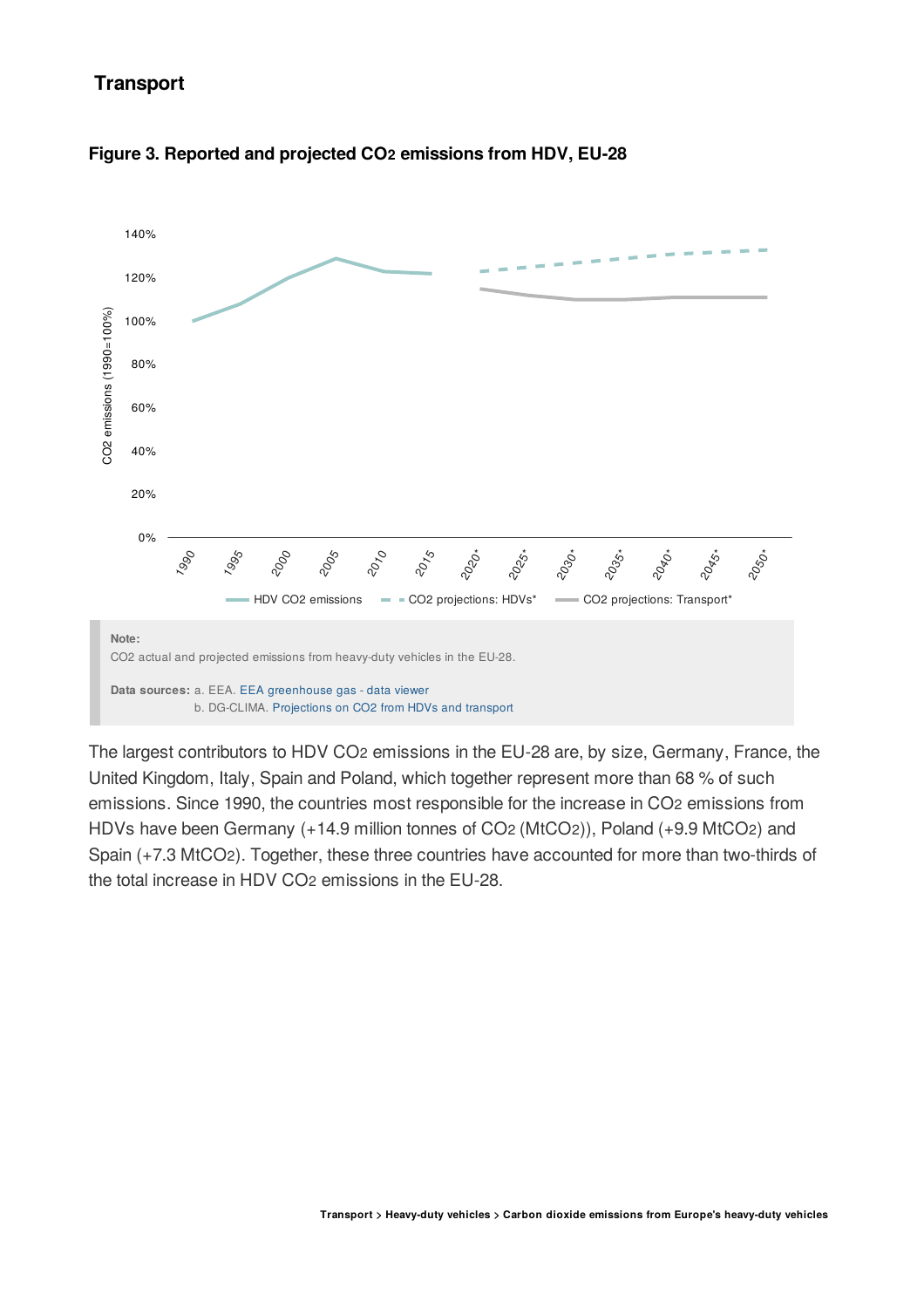## Transport

### Figure 3. Reported and projected $CO_2$ emissions from HDV, EU-28

**Note:**
$CO_2$ actual and projected emissions from heavy-duty vehicles in the EU-28.

**Data sources:** a. EEA. EEA greenhouse gas - data viewer
b. DG-CLIMA. Projections on $CO_2$ from HDVs and transport

The largest contributors to HDV $CO_2$ emissions in the EU-28 are, by size, Germany, France, the United Kingdom, Italy, Spain and Poland, which together represent more than 68 % of such emissions. Since 1990, the countries most responsible for the increase in $CO_2$ emissions from HDVs have been Germany (+14.9 million tonnes of $CO_2$ ($MtCO_2$)), Poland (+9.9 $MtCO_2$) and Spain (+7.3 $MtCO_2$). Together, these three countries have accounted for more than two-thirds of the total increase in HDV $CO_2$ emissions in the EU-28.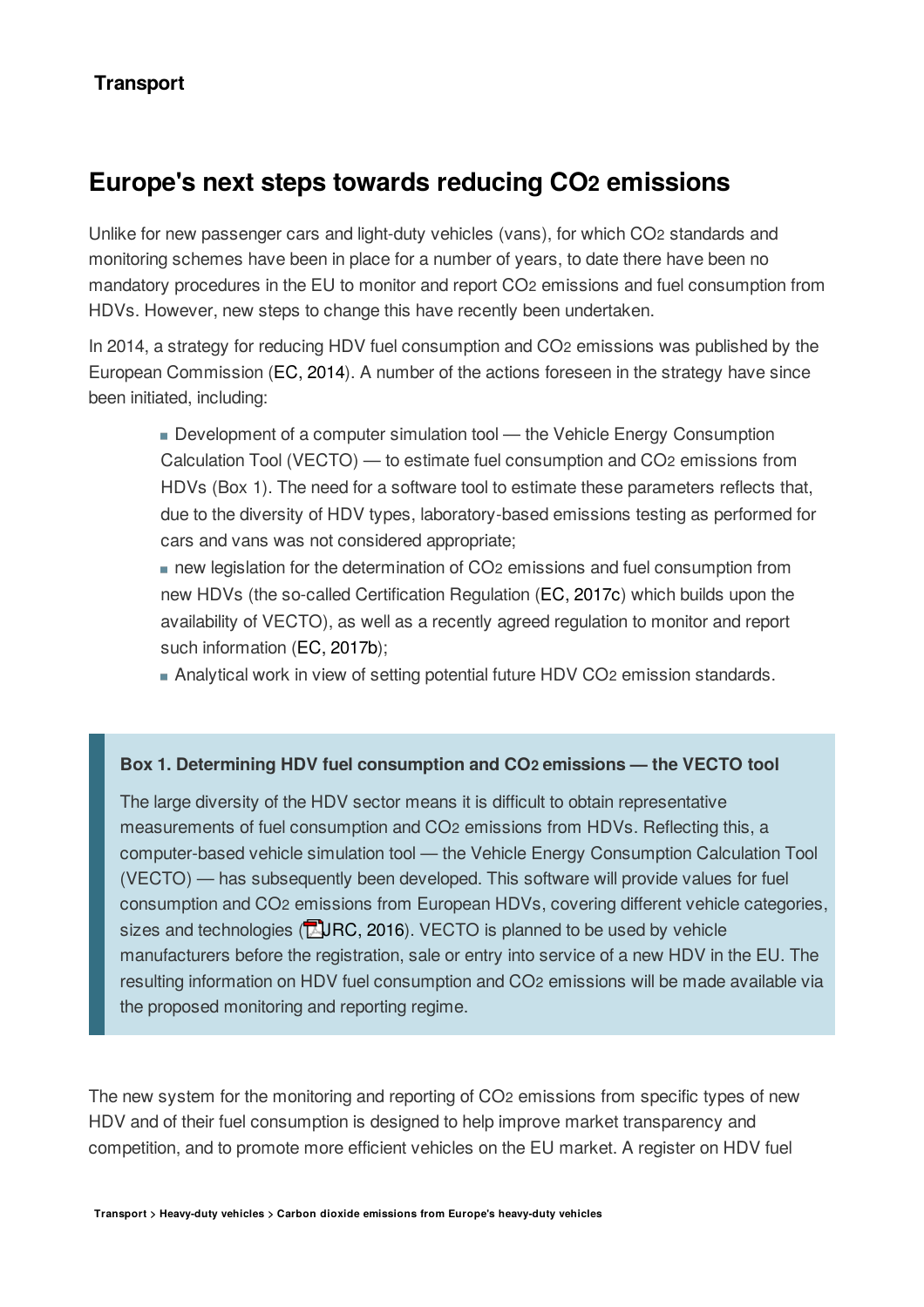## Europe's next steps towards reducing $CO_2$ emissions

Unlike for new passenger cars and light-duty vehicles (vans), for which $CO_2$ standards and monitoring schemes have been in place for a number of years, to date there have been no mandatory procedures in the EU to monitor and report $CO_2$ emissions and fuel consumption from HDVs. However, new steps to change this have recently been undertaken.

In 2014, a strategy for reducing HDV fuel consumption and $CO_2$ emissions was published by the European Commission (EC, 2014). A number of the actions foreseen in the strategy have since been initiated, including:

- Development of a computer simulation tool — the Vehicle Energy Consumption Calculation Tool (VECTO) — to estimate fuel consumption and $CO_2$ emissions from HDVs (Box 1). The need for a software tool to estimate these parameters reflects that, due to the diversity of HDV types, laboratory-based emissions testing as performed for cars and vans was not considered appropriate;
- new legislation for the determination of $CO_2$ emissions and fuel consumption from new HDVs (the so-called Certification Regulation (EC, 2017c) which builds upon the availability of VECTO), as well as a recently agreed regulation to monitor and report such information (EC, 2017b);
- Analytical work in view of setting potential future HDV $CO_2$ emission standards.

> **Box 1. Determining HDV fuel consumption and $CO_2$ emissions — the VECTO tool**
>
> The large diversity of the HDV sector means it is difficult to obtain representative measurements of fuel consumption and $CO_2$ emissions from HDVs. Reflecting this, a computer-based vehicle simulation tool — the Vehicle Energy Consumption Calculation Tool (VECTO) — has subsequently been developed. This software will provide values for fuel consumption and $CO_2$ emissions from European HDVs, covering different vehicle categories, sizes and technologies (JRC, 2016). VECTO is planned to be used by vehicle manufacturers before the registration, sale or entry into service of a new HDV in the EU. The resulting information on HDV fuel consumption and $CO_2$ emissions will be made available via the proposed monitoring and reporting regime.

The new system for the monitoring and reporting of $CO_2$ emissions from specific types of new HDV and of their fuel consumption is designed to help improve market transparency and competition, and to promote more efficient vehicles on the EU market. A register on HDV fuel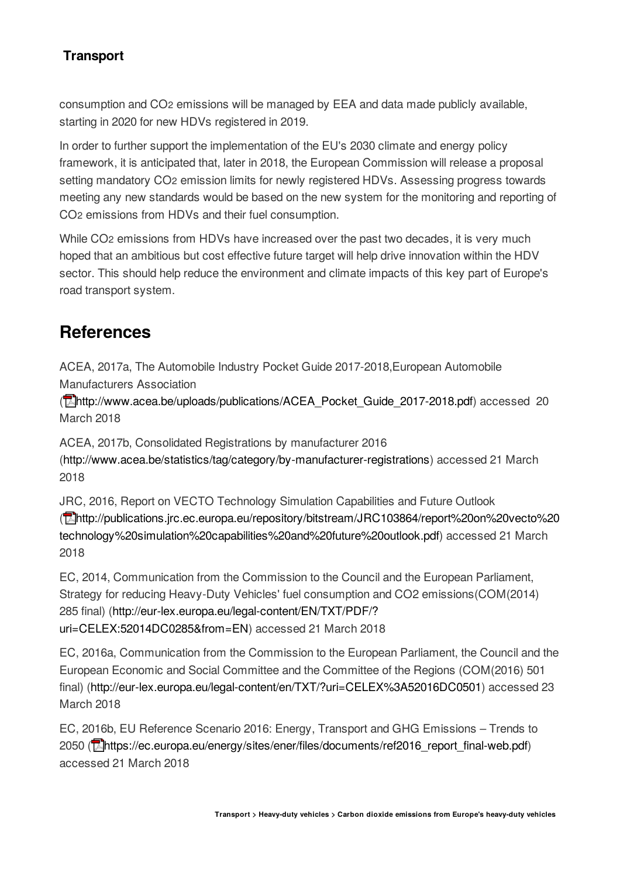consumption and $CO_2$ emissions will be managed by EEA and data made publicly available, starting in 2020 for new HDVs registered in 2019.

In order to further support the implementation of the EU's 2030 climate and energy policy framework, it is anticipated that, later in 2018, the European Commission will release a proposal setting mandatory $CO_2$ emission limits for newly registered HDVs. Assessing progress towards meeting any new standards would be based on the new system for the monitoring and reporting of $CO_2$ emissions from HDVs and their fuel consumption.

While $CO_2$ emissions from HDVs have increased over the past two decades, it is very much hoped that an ambitious but cost effective future target will help drive innovation within the HDV sector. This should help reduce the environment and climate impacts of this key part of Europe's road transport system.

## References

ACEA, 2017a, The Automobile Industry Pocket Guide 2017-2018,European Automobile Manufacturers Association (http://www.acea.be/uploads/publications/ACEA_Pocket_Guide_2017-2018.pdf) accessed 20 March 2018

ACEA, 2017b, Consolidated Registrations by manufacturer 2016 (http://www.acea.be/statistics/tag/category/by-manufacturer-registrations) accessed 21 March 2018

JRC, 2016, Report on VECTO Technology Simulation Capabilities and Future Outlook (http://publications.jrc.ec.europa.eu/repository/bitstream/JRC103864/report%20on%20vecto%20technology%20simulation%20capabilities%20and%20future%20outlook.pdf) accessed 21 March 2018

EC, 2014, Communication from the Commission to the Council and the European Parliament, Strategy for reducing Heavy-Duty Vehicles' fuel consumption and CO2 emissions(COM(2014) 285 final) (http://eur-lex.europa.eu/legal-content/EN/TXT/PDF/?uri=CELEX:52014DC0285&from=EN) accessed 21 March 2018

EC, 2016a, Communication from the Commission to the European Parliament, the Council and the European Economic and Social Committee and the Committee of the Regions (COM(2016) 501 final) (http://eur-lex.europa.eu/legal-content/en/TXT/?uri=CELEX%3A52016DC0501) accessed 23 March 2018

EC, 2016b, EU Reference Scenario 2016: Energy, Transport and GHG Emissions – Trends to 2050 (https://ec.europa.eu/energy/sites/ener/files/documents/ref2016_report_final-web.pdf) accessed 21 March 2018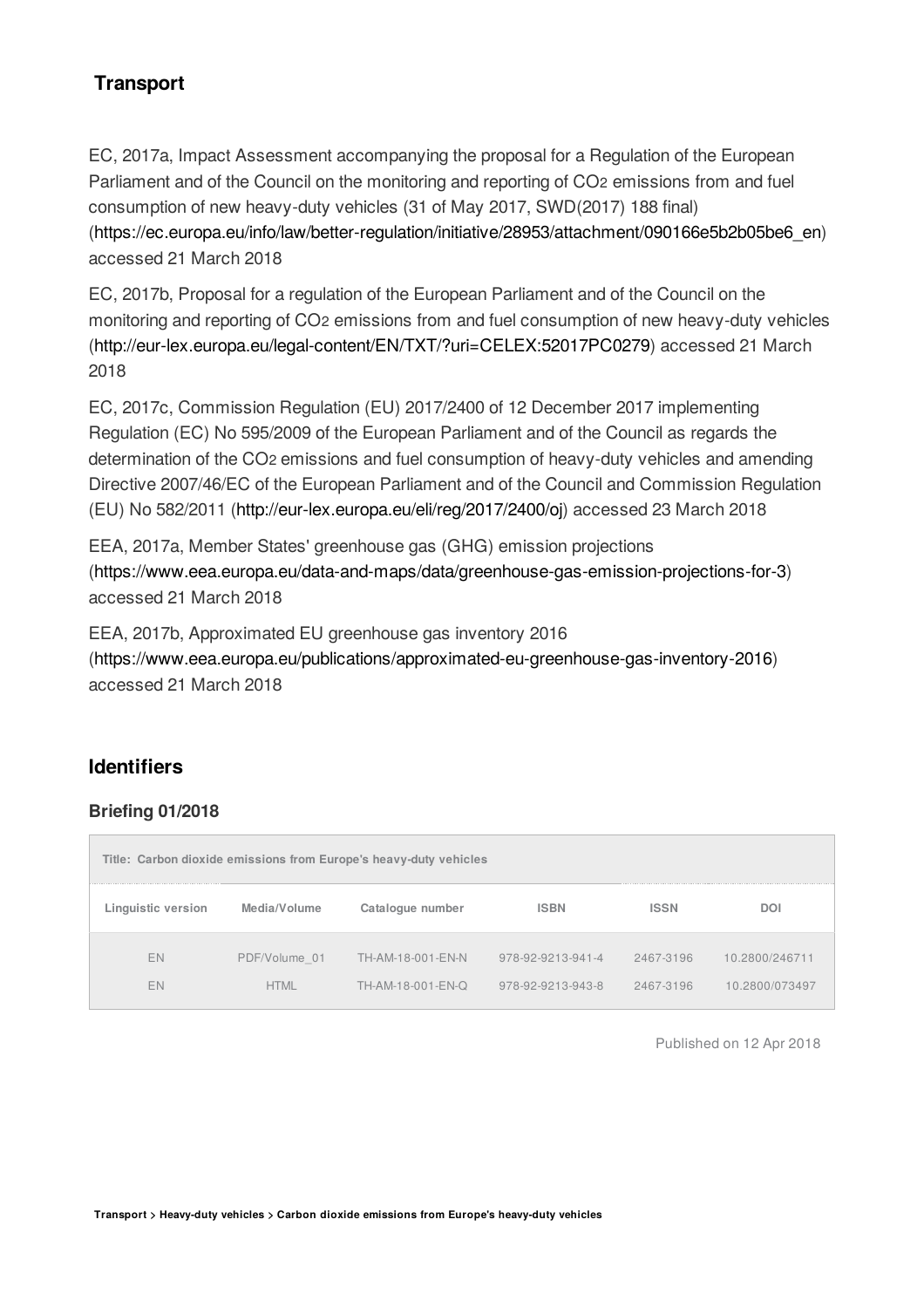## Transport

EC, 2017a, Impact Assessment accompanying the proposal for a Regulation of the European Parliament and of the Council on the monitoring and reporting of $CO_2$ emissions from and fuel consumption of new heavy-duty vehicles (31 of May 2017, SWD(2017) 188 final) (https://ec.europa.eu/info/law/better-regulation/initiative/28953/attachment/090166e5b2b05be6_en) accessed 21 March 2018

EC, 2017b, Proposal for a regulation of the European Parliament and of the Council on the monitoring and reporting of $CO_2$ emissions from and fuel consumption of new heavy-duty vehicles (http://eur-lex.europa.eu/legal-content/EN/TXT/?uri=CELEX:52017PC0279) accessed 21 March 2018

EC, 2017c, Commission Regulation (EU) 2017/2400 of 12 December 2017 implementing Regulation (EC) No 595/2009 of the European Parliament and of the Council as regards the determination of the $CO_2$ emissions and fuel consumption of heavy-duty vehicles and amending Directive 2007/46/EC of the European Parliament and of the Council and Commission Regulation (EU) No 582/2011 (http://eur-lex.europa.eu/eli/reg/2017/2400/oj) accessed 23 March 2018

EEA, 2017a, Member States' greenhouse gas (GHG) emission projections (https://www.eea.europa.eu/data-and-maps/data/greenhouse-gas-emission-projections-for-3) accessed 21 March 2018

EEA, 2017b, Approximated EU greenhouse gas inventory 2016 (https://www.eea.europa.eu/publications/approximated-eu-greenhouse-gas-inventory-2016) accessed 21 March 2018

## Identifiers

### Briefing 01/2018

| Title: Carbon dioxide emissions from Europe's heavy-duty vehicles | | | | | |
|---|---|---|---|---|---|
| Linguistic version | Media/Volume | Catalogue number | ISBN | ISSN | DOI |
| EN | PDF/Volume_01 | TH-AM-18-001-EN-N | 978-92-9213-941-4 | 2467-3196 | 10.2800/246711 |
| EN | HTML | TH-AM-18-001-EN-Q | 978-92-9213-943-8 | 2467-3196 | 10.2800/073497 |

Published on 12 Apr 2018

Transport > Heavy-duty vehicles > Carbon dioxide emissions from Europe's heavy-duty vehicles